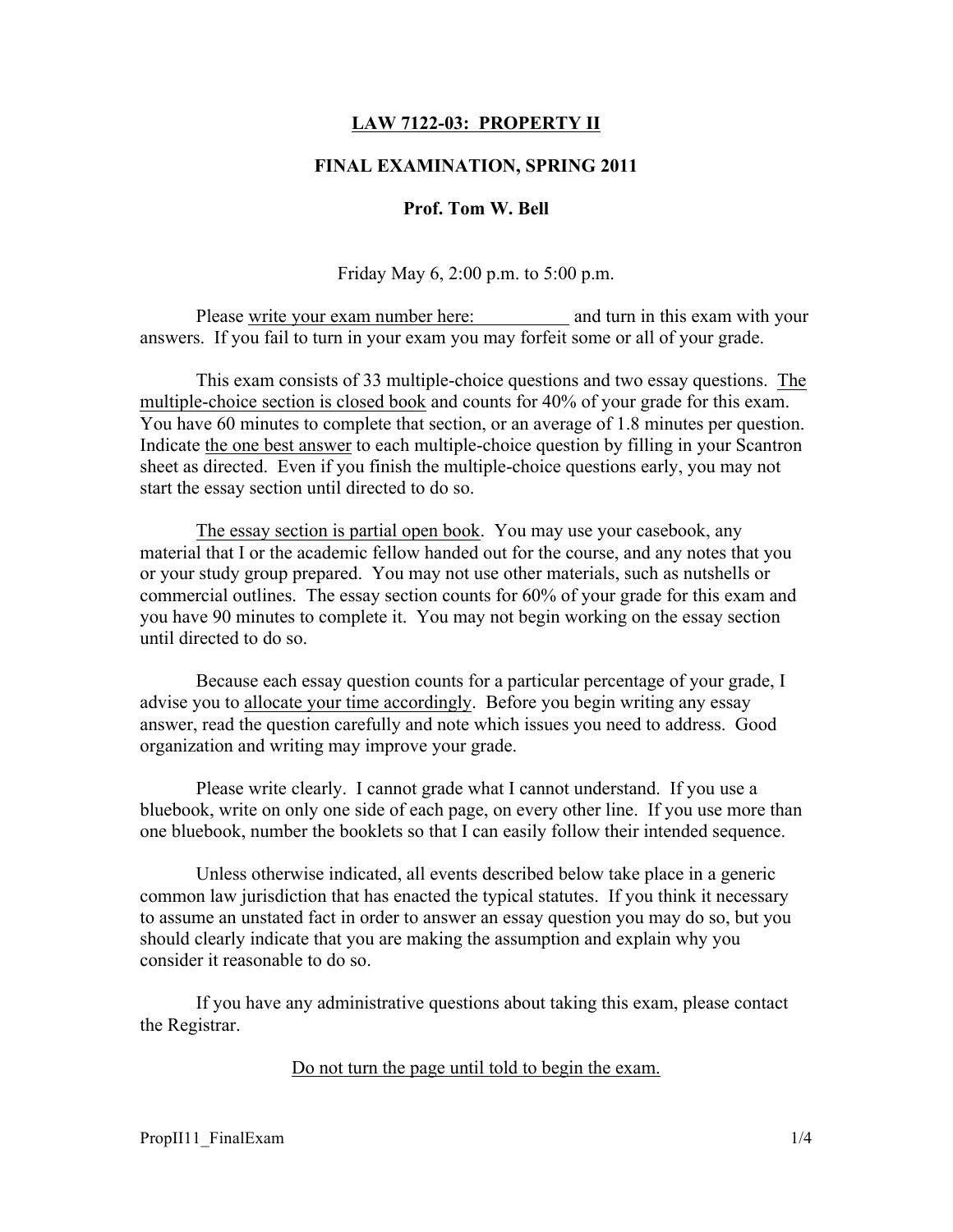# LAW 7122-03: PROPERTY II

## FINAL EXAMINATION, SPRING 2011

### Prof. Tom W. Bell

Friday May 6, 2:00 p.m. to 5:00 p.m.

Please write your exam number here: \_\_\_\_\_\_\_\_\_\_ and turn in this exam with your answers. If you fail to turn in your exam you may forfeit some or all of your grade.

This exam consists of 33 multiple-choice questions and two essay questions. The multiple-choice section is closed book and counts for 40% of your grade for this exam. You have 60 minutes to complete that section, or an average of 1.8 minutes per question. Indicate the one best answer to each multiple-choice question by filling in your Scantron sheet as directed. Even if you finish the multiple-choice questions early, you may not start the essay section until directed to do so.

The essay section is partial open book. You may use your casebook, any material that I or the academic fellow handed out for the course, and any notes that you or your study group prepared. You may not use other materials, such as nutshells or commercial outlines. The essay section counts for 60% of your grade for this exam and you have 90 minutes to complete it. You may not begin working on the essay section until directed to do so.

Because each essay question counts for a particular percentage of your grade, I advise you to allocate your time accordingly. Before you begin writing any essay answer, read the question carefully and note which issues you need to address. Good organization and writing may improve your grade.

Please write clearly. I cannot grade what I cannot understand. If you use a bluebook, write on only one side of each page, on every other line. If you use more than one bluebook, number the booklets so that I can easily follow their intended sequence.

Unless otherwise indicated, all events described below take place in a generic common law jurisdiction that has enacted the typical statutes. If you think it necessary to assume an unstated fact in order to answer an essay question you may do so, but you should clearly indicate that you are making the assumption and explain why you consider it reasonable to do so.

If you have any administrative questions about taking this exam, please contact the Registrar.

Do not turn the page until told to begin the exam.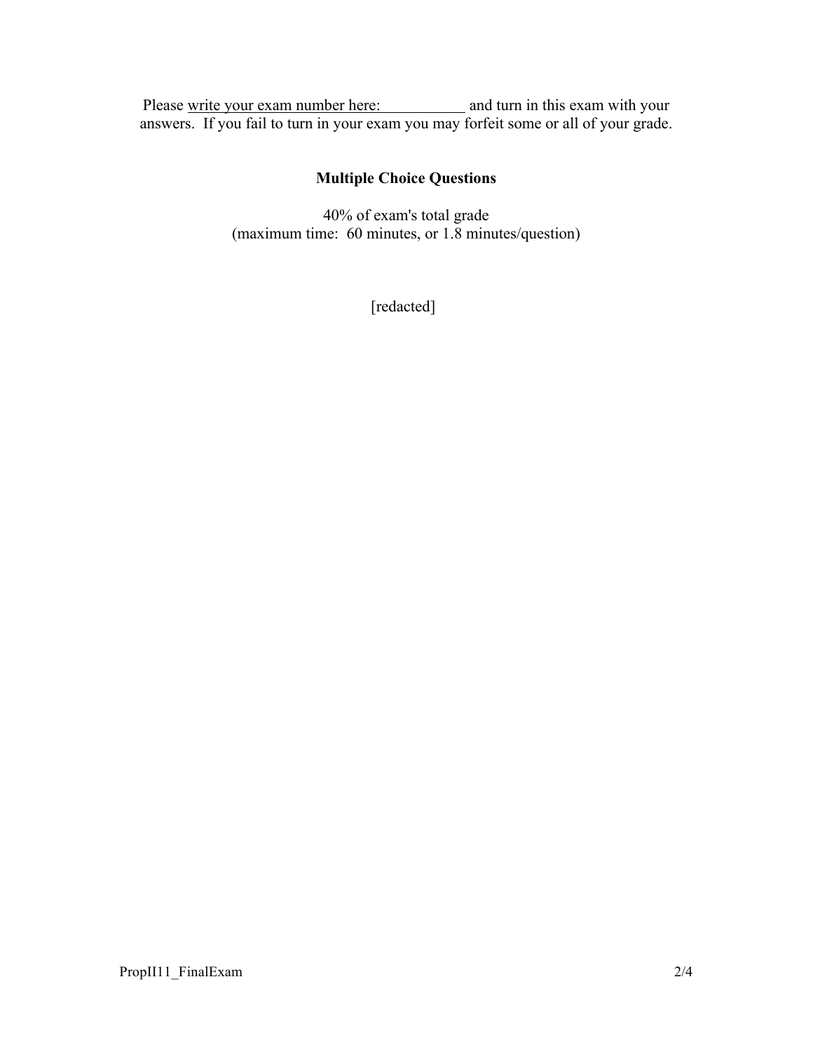Please write your exam number here: ___________ and turn in this exam with your answers. If you fail to turn in your exam you may forfeit some or all of your grade.

## Multiple Choice Questions

40% of exam's total grade
(maximum time: 60 minutes, or 1.8 minutes/question)

[redacted]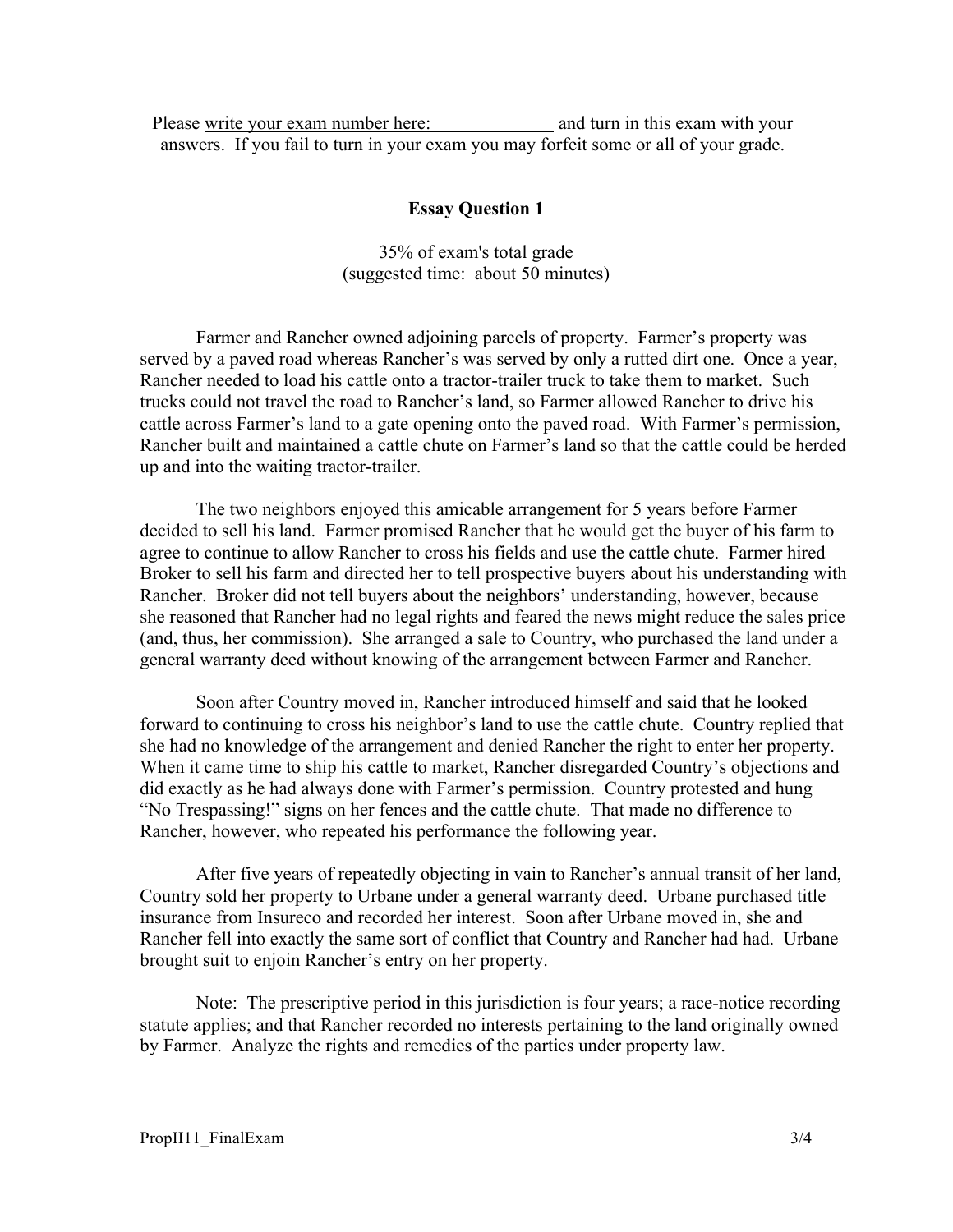Please <u>write your exam number here: \_\_\_\_\_\_\_\_\_\_\_\_\_\_</u> and turn in this exam with your answers. If you fail to turn in your exam you may forfeit some or all of your grade.

## Essay Question 1

35% of exam's total grade
(suggested time: about 50 minutes)

Farmer and Rancher owned adjoining parcels of property. Farmer's property was served by a paved road whereas Rancher's was served by only a rutted dirt one. Once a year, Rancher needed to load his cattle onto a tractor-trailer truck to take them to market. Such trucks could not travel the road to Rancher's land, so Farmer allowed Rancher to drive his cattle across Farmer's land to a gate opening onto the paved road. With Farmer's permission, Rancher built and maintained a cattle chute on Farmer's land so that the cattle could be herded up and into the waiting tractor-trailer.

The two neighbors enjoyed this amicable arrangement for 5 years before Farmer decided to sell his land. Farmer promised Rancher that he would get the buyer of his farm to agree to continue to allow Rancher to cross his fields and use the cattle chute. Farmer hired Broker to sell his farm and directed her to tell prospective buyers about his understanding with Rancher. Broker did not tell buyers about the neighbors' understanding, however, because she reasoned that Rancher had no legal rights and feared the news might reduce the sales price (and, thus, her commission). She arranged a sale to Country, who purchased the land under a general warranty deed without knowing of the arrangement between Farmer and Rancher.

Soon after Country moved in, Rancher introduced himself and said that he looked forward to continuing to cross his neighbor's land to use the cattle chute. Country replied that she had no knowledge of the arrangement and denied Rancher the right to enter her property. When it came time to ship his cattle to market, Rancher disregarded Country's objections and did exactly as he had always done with Farmer's permission. Country protested and hung "No Trespassing!" signs on her fences and the cattle chute. That made no difference to Rancher, however, who repeated his performance the following year.

After five years of repeatedly objecting in vain to Rancher's annual transit of her land, Country sold her property to Urbane under a general warranty deed. Urbane purchased title insurance from Insureco and recorded her interest. Soon after Urbane moved in, she and Rancher fell into exactly the same sort of conflict that Country and Rancher had had. Urbane brought suit to enjoin Rancher's entry on her property.

Note: The prescriptive period in this jurisdiction is four years; a race-notice recording statute applies; and that Rancher recorded no interests pertaining to the land originally owned by Farmer. Analyze the rights and remedies of the parties under property law.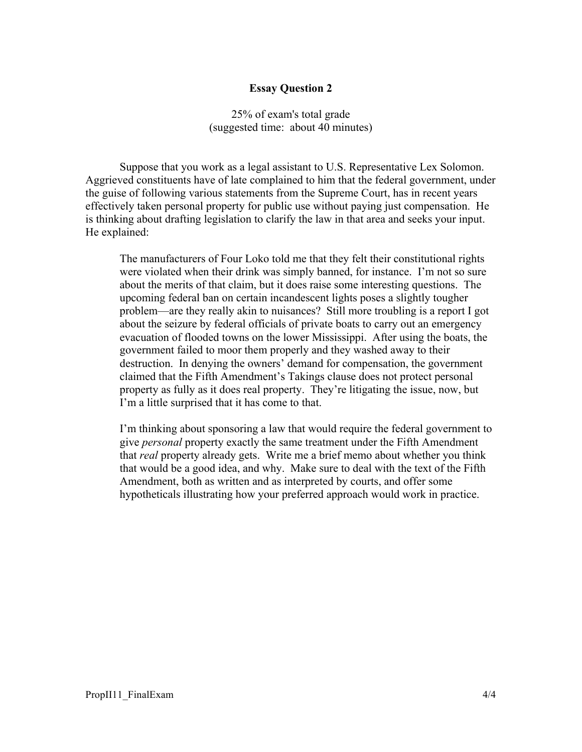**Essay Question 2**

25% of exam's total grade
(suggested time: about 40 minutes)

Suppose that you work as a legal assistant to U.S. Representative Lex Solomon. Aggrieved constituents have of late complained to him that the federal government, under the guise of following various statements from the Supreme Court, has in recent years effectively taken personal property for public use without paying just compensation. He is thinking about drafting legislation to clarify the law in that area and seeks your input. He explained:

> The manufacturers of Four Loko told me that they felt their constitutional rights were violated when their drink was simply banned, for instance. I'm not so sure about the merits of that claim, but it does raise some interesting questions. The upcoming federal ban on certain incandescent lights poses a slightly tougher problem—are they really akin to nuisances? Still more troubling is a report I got about the seizure by federal officials of private boats to carry out an emergency evacuation of flooded towns on the lower Mississippi. After using the boats, the government failed to moor them properly and they washed away to their destruction. In denying the owners' demand for compensation, the government claimed that the Fifth Amendment's Takings clause does not protect personal property as fully as it does real property. They're litigating the issue, now, but I'm a little surprised that it has come to that.
>
> I'm thinking about sponsoring a law that would require the federal government to give *personal* property exactly the same treatment under the Fifth Amendment that *real* property already gets. Write me a brief memo about whether you think that would be a good idea, and why. Make sure to deal with the text of the Fifth Amendment, both as written and as interpreted by courts, and offer some hypotheticals illustrating how your preferred approach would work in practice.